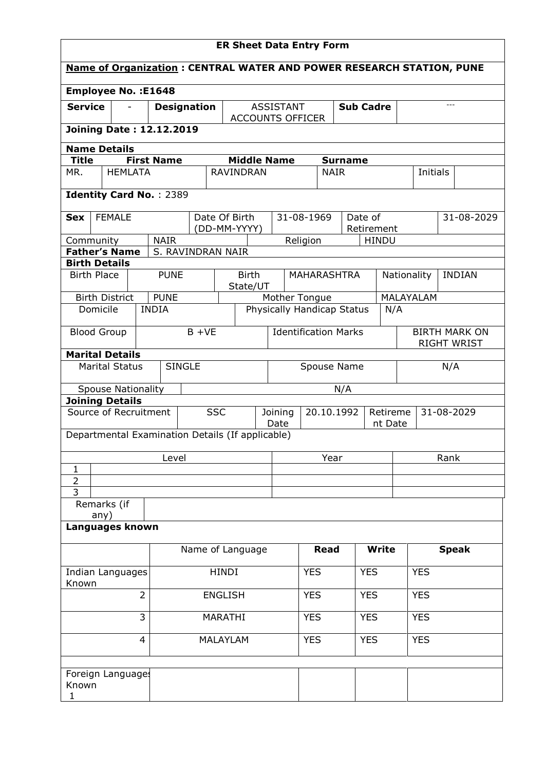# ER Sheet Data Entry Form

**Name of Organization : CENTRAL WATER AND POWER RESEARCH STATION, PUNE**

**Employee No. :E1648**

| **Service** | - | **Designation** | ASSISTANT ACCOUNTS OFFICER | **Sub Cadre** | --- |
|---|---|---|---|---|---|

**Joining Date : 12.12.2019**

**Name Details**

| **Title** | **First Name** | **Middle Name** | **Surname** | | |
|---|---|---|---|---|---|
| MR. | HEMLATA | RAVINDRAN | NAIR | Initials | |

**Identity Card No.** : 2389

| **Sex** | FEMALE | Date Of Birth (DD-MM-YYYY) | 31-08-1969 | Date of Retirement | 31-08-2029 |
|---|---|---|---|---|---|
| Community | NAIR | | Religion | HINDU | |
| **Father's Name** | S. RAVINDRAN NAIR | | | | |

**Birth Details**

| Birth Place | PUNE | Birth State/UT | MAHARASHTRA | Nationality | INDIAN |
|---|---|---|---|---|---|
| Birth District | PUNE | Mother Tongue | | MALAYALAM | |
| Domicile | INDIA | Physically Handicap Status | | N/A | |
| Blood Group | B +VE | Identification Marks | | BIRTH MARK ON RIGHT WRIST | |

**Marital Details**

| Marital Status | SINGLE | Spouse Name | N/A |
|---|---|---|---|
| Spouse Nationality | N/A | | |

**Joining Details**

| Source of Recruitment | SSC | Joining Date | 20.10.1992 | Retirement Date | 31-08-2029 |
|---|---|---|---|---|---|

Departmental Examination Details (If applicable)

| | Level | Year | Rank |
|---|---|---|---|
| 1 | | | |
| 2 | | | |
| 3 | | | |

| Remarks (if any) | |
|---|---|

**Languages known**

| | Name of Language | **Read** | **Write** | **Speak** |
|---|---|---|---|---|
| Indian Languages Known | HINDI | YES | YES | YES |
| 2 | ENGLISH | YES | YES | YES |
| 3 | MARATHI | YES | YES | YES |
| 4 | MALAYLAM | YES | YES | YES |
| | | | | |
| Foreign Languages Known 1 | | | | |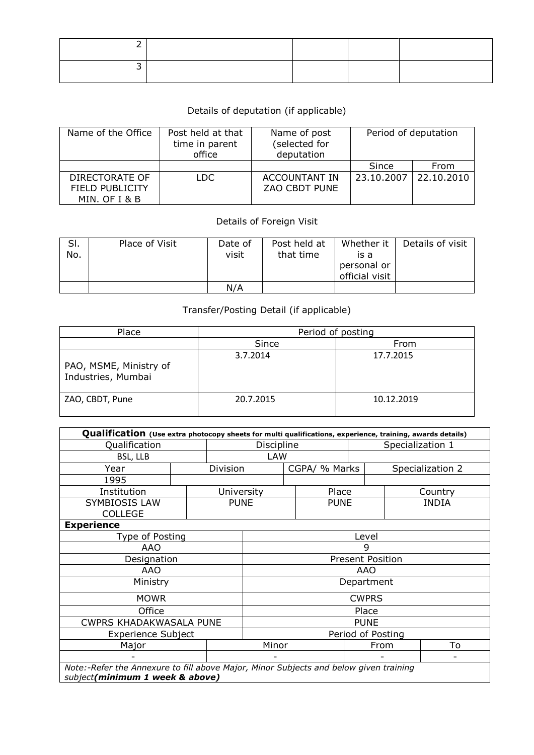| 2 | | | | |
|---|---|---|---|---|
| 3 | | | | |

Details of deputation (if applicable)

| Name of the Office | Post held at that time in parent office | Name of post (selected for deputation | Period of deputation | |
|---|---|---|---|---|
| | | | Since | From |
| DIRECTORATE OF FIELD PUBLICITY MIN. OF I & B | LDC | ACCOUNTANT IN ZAO CBDT PUNE | 23.10.2007 | 22.10.2010 |

Details of Foreign Visit

| Sl. No. | Place of Visit | Date of visit | Post held at that time | Whether it is a personal or official visit | Details of visit |
|---|---|---|---|---|---|
| | | N/A | | | |

Transfer/Posting Detail (if applicable)

| Place | Period of posting | |
|---|---|---|
| | Since | From |
| PAO, MSME, Ministry of Industries, Mumbai | 3.7.2014 | 17.7.2015 |
| ZAO, CBDT, Pune | 20.7.2015 | 10.12.2019 |

**Qualification** **(Use extra photocopy sheets for multi qualifications, experience, training, awards details)**

| Qualification | Discipline | Specialization 1 |
|---|---|---|
| BSL, LLB | LAW | |

| Year | Division | CGPA/ % Marks | Specialization 2 |
|---|---|---|---|
| 1995 | | | |

| Institution | University | Place | Country |
|---|---|---|---|
| SYMBIOSIS LAW COLLEGE | PUNE | PUNE | INDIA |

**Experience**

| Type of Posting | Level |
|---|---|
| AAO | 9 |
| Designation | Present Position |
| AAO | AAO |
| Ministry | Department |
| MOWR | CWPRS |
| Office | Place |
| CWPRS KHADAKWASALA PUNE | PUNE |

| Experience Subject | | Period of Posting | |
|---|---|---|---|
| Major | Minor | From | To |
| - | - | - | - |

*Note:-Refer the Annexure to fill above Major, Minor Subjects and below given training subject**(minimum 1 week & above)***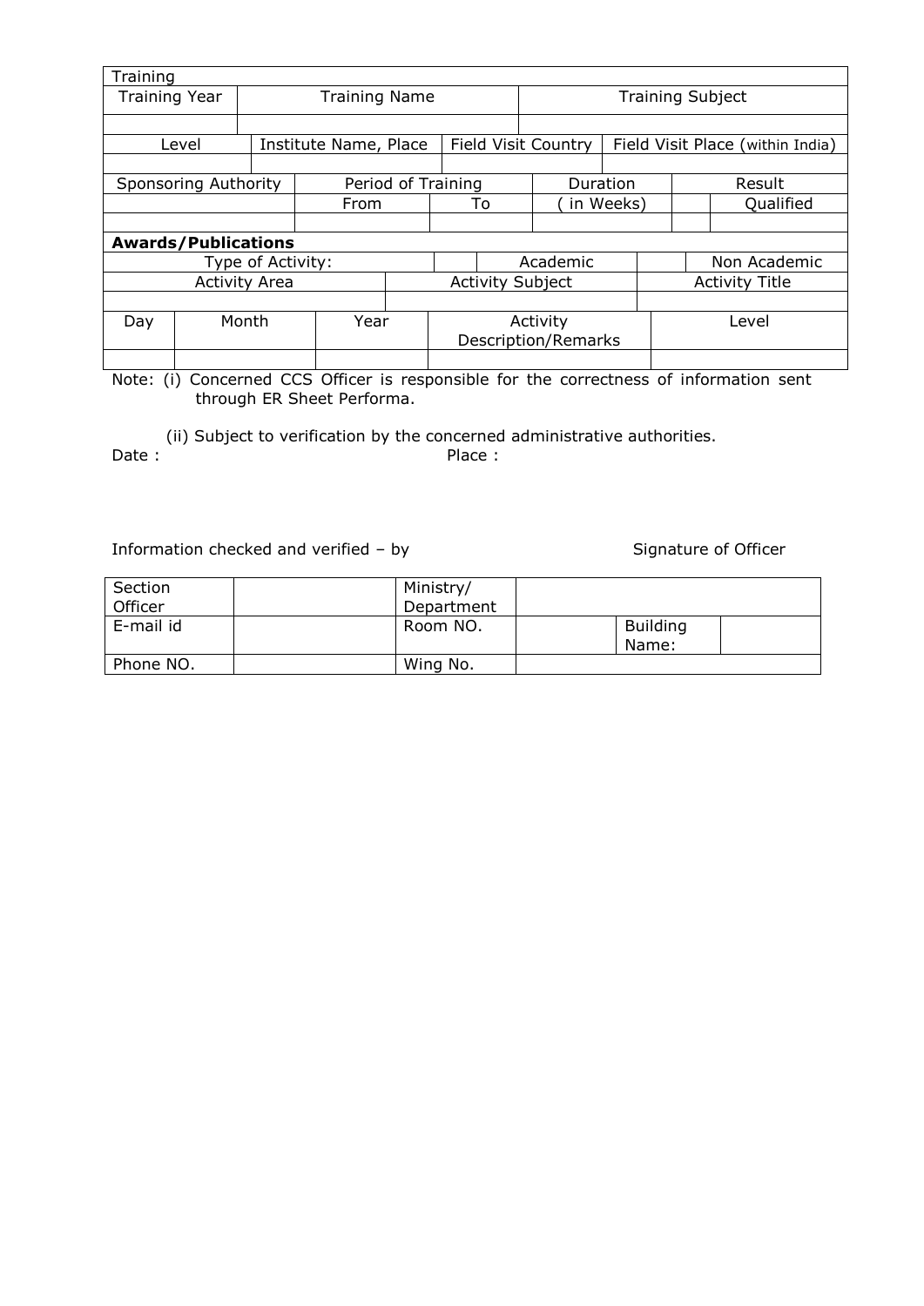| Training | | | |
|---|---|---|---|
| Training Year | Training Name | | Training Subject |
| | | | |

| Level | Institute Name, Place | Field Visit Country | Field Visit Place (within India) |
|---|---|---|---|
| | | | |

| Sponsoring Authority | Period of Training | | Duration | Result | |
|---|---|---|---|---|---|
| | From | To | ( in Weeks) | | Qualified |
| | | | | | |

**Awards/Publications**

| Type of Activity: | | Academic | | Non Academic |
|---|---|---|---|---|
| Activity Area | Activity Subject | | Activity Title | |
| | | | | |

| Day | Month | Year | Activity Description/Remarks | Level |
|---|---|---|---|---|
| | | | | |

Note: (i) Concerned CCS Officer is responsible for the correctness of information sent through ER Sheet Performa.

(ii) Subject to verification by the concerned administrative authorities.

Date : Place :

Information checked and verified – by Signature of Officer

| Section Officer | | Ministry/ Department | | | |
|---|---|---|---|---|---|
| E-mail id | | Room NO. | | Building Name: | |
| Phone NO. | | Wing No. | | | |